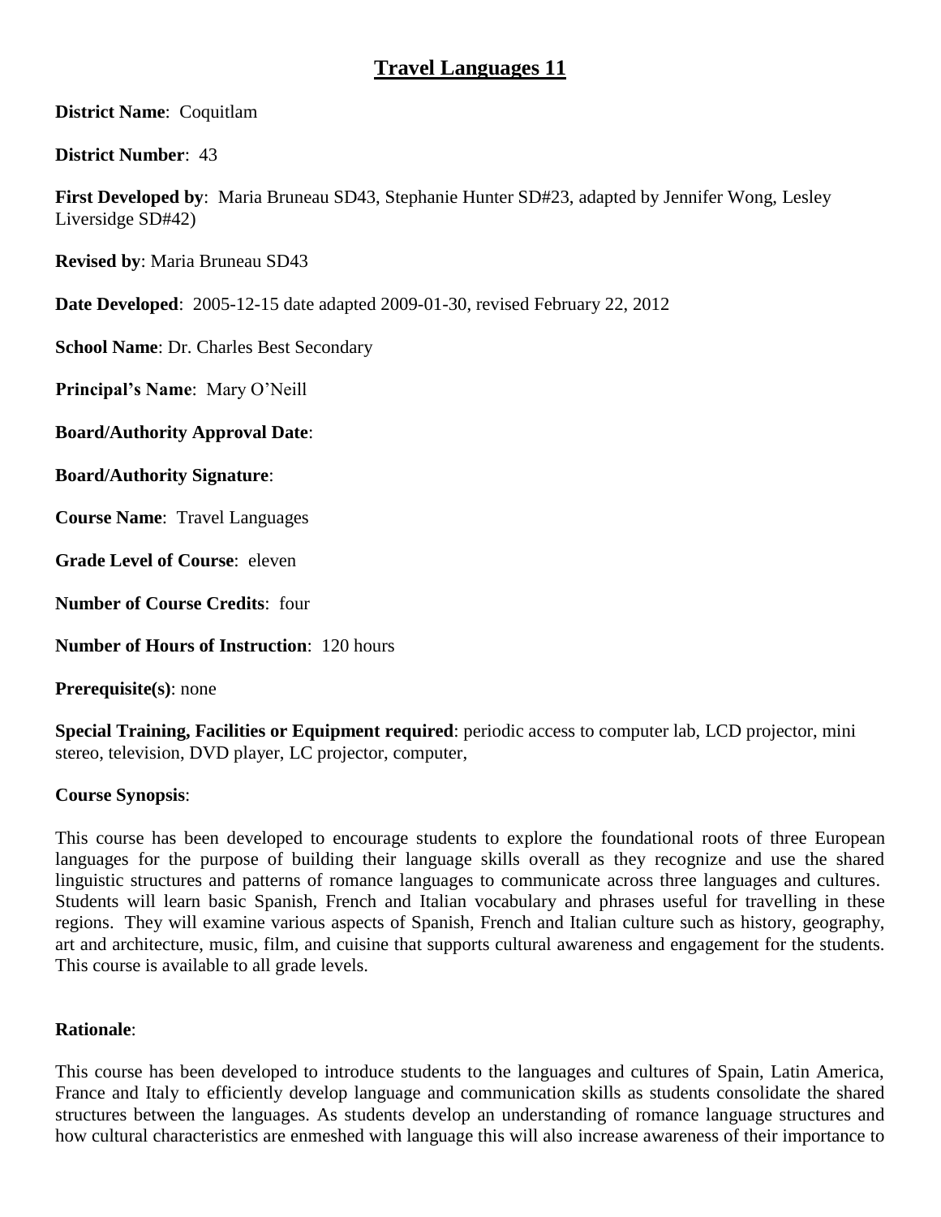# Travel Languages 11

**District Name**: Coquitlam

**District Number**: 43

**First Developed by**: Maria Bruneau SD43, Stephanie Hunter SD#23, adapted by Jennifer Wong, Lesley Liversidge SD#42)

**Revised by**: Maria Bruneau SD43

**Date Developed**: 2005-12-15 date adapted 2009-01-30, revised February 22, 2012

**School Name**: Dr. Charles Best Secondary

**Principal's Name**: Mary O'Neill

**Board/Authority Approval Date**:

**Board/Authority Signature**:

**Course Name**: Travel Languages

**Grade Level of Course**: eleven

**Number of Course Credits**: four

**Number of Hours of Instruction**: 120 hours

**Prerequisite(s)**: none

**Special Training, Facilities or Equipment required**: periodic access to computer lab, LCD projector, mini stereo, television, DVD player, LC projector, computer,

**Course Synopsis**:

This course has been developed to encourage students to explore the foundational roots of three European languages for the purpose of building their language skills overall as they recognize and use the shared linguistic structures and patterns of romance languages to communicate across three languages and cultures. Students will learn basic Spanish, French and Italian vocabulary and phrases useful for travelling in these regions. They will examine various aspects of Spanish, French and Italian culture such as history, geography, art and architecture, music, film, and cuisine that supports cultural awareness and engagement for the students. This course is available to all grade levels.

**Rationale**:

This course has been developed to introduce students to the languages and cultures of Spain, Latin America, France and Italy to efficiently develop language and communication skills as students consolidate the shared structures between the languages. As students develop an understanding of romance language structures and how cultural characteristics are enmeshed with language this will also increase awareness of their importance to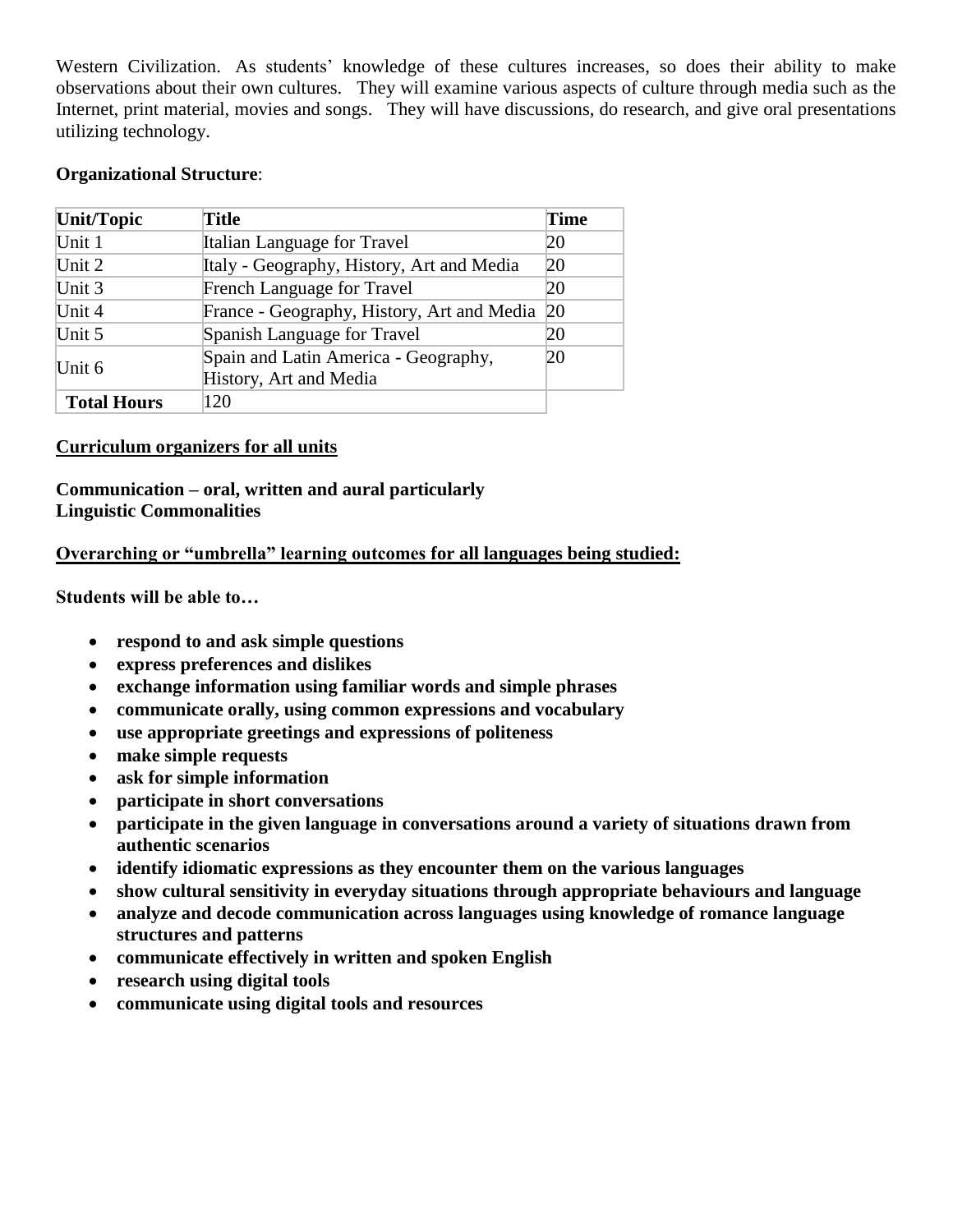Western Civilization. As students' knowledge of these cultures increases, so does their ability to make observations about their own cultures. They will examine various aspects of culture through media such as the Internet, print material, movies and songs. They will have discussions, do research, and give oral presentations utilizing technology.

**Organizational Structure**:

| Unit/Topic | Title | Time |
|---|---|---|
| Unit 1 | Italian Language for Travel | 20 |
| Unit 2 | Italy - Geography, History, Art and Media | 20 |
| Unit 3 | French Language for Travel | 20 |
| Unit 4 | France - Geography, History, Art and Media | 20 |
| Unit 5 | Spanish Language for Travel | 20 |
| Unit 6 | Spain and Latin America - Geography, History, Art and Media | 20 |
| **Total Hours** | 120 | |

**Curriculum organizers for all units**

**Communication – oral, written and aural particularly**
**Linguistic Commonalities**

**Overarching or "umbrella" learning outcomes for all languages being studied:**

**Students will be able to…**

- **respond to and ask simple questions**
- **express preferences and dislikes**
- **exchange information using familiar words and simple phrases**
- **communicate orally, using common expressions and vocabulary**
- **use appropriate greetings and expressions of politeness**
- **make simple requests**
- **ask for simple information**
- **participate in short conversations**
- **participate in the given language in conversations around a variety of situations drawn from authentic scenarios**
- **identify idiomatic expressions as they encounter them on the various languages**
- **show cultural sensitivity in everyday situations through appropriate behaviours and language**
- **analyze and decode communication across languages using knowledge of romance language structures and patterns**
- **communicate effectively in written and spoken English**
- **research using digital tools**
- **communicate using digital tools and resources**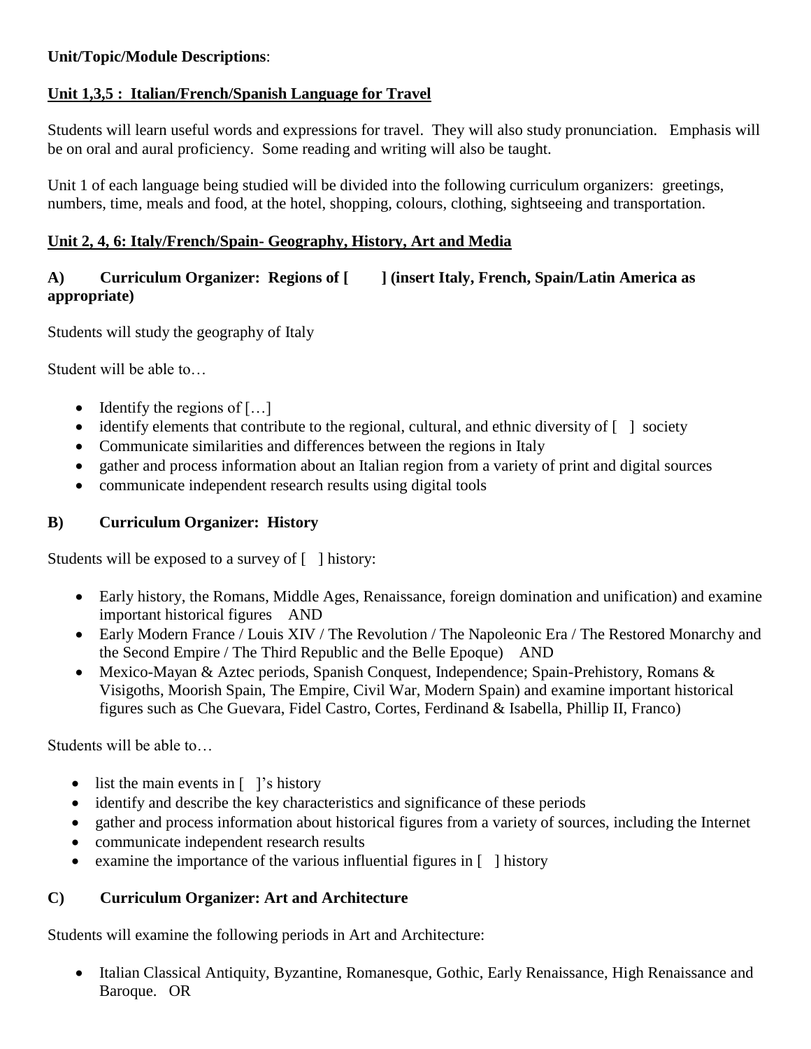**Unit/Topic/Module Descriptions**:

**Unit 1,3,5 : Italian/French/Spanish Language for Travel**

Students will learn useful words and expressions for travel. They will also study pronunciation. Emphasis will be on oral and aural proficiency. Some reading and writing will also be taught.

Unit 1 of each language being studied will be divided into the following curriculum organizers: greetings, numbers, time, meals and food, at the hotel, shopping, colours, clothing, sightseeing and transportation.

**Unit 2, 4, 6: Italy/French/Spain- Geography, History, Art and Media**

**A) Curriculum Organizer: Regions of [ ] (insert Italy, French, Spain/Latin America as appropriate)**

Students will study the geography of Italy

Student will be able to…

- Identify the regions of […]
- identify elements that contribute to the regional, cultural, and ethnic diversity of [ ] society
- Communicate similarities and differences between the regions in Italy
- gather and process information about an Italian region from a variety of print and digital sources
- communicate independent research results using digital tools

**B) Curriculum Organizer: History**

Students will be exposed to a survey of [ ] history:

- Early history, the Romans, Middle Ages, Renaissance, foreign domination and unification) and examine important historical figures AND
- Early Modern France / Louis XIV / The Revolution / The Napoleonic Era / The Restored Monarchy and the Second Empire / The Third Republic and the Belle Epoque) AND
- Mexico-Mayan & Aztec periods, Spanish Conquest, Independence; Spain-Prehistory, Romans & Visigoths, Moorish Spain, The Empire, Civil War, Modern Spain) and examine important historical figures such as Che Guevara, Fidel Castro, Cortes, Ferdinand & Isabella, Phillip II, Franco)

Students will be able to…

- list the main events in [ ]'s history
- identify and describe the key characteristics and significance of these periods
- gather and process information about historical figures from a variety of sources, including the Internet
- communicate independent research results
- examine the importance of the various influential figures in [ ] history

**C) Curriculum Organizer: Art and Architecture**

Students will examine the following periods in Art and Architecture:

- Italian Classical Antiquity, Byzantine, Romanesque, Gothic, Early Renaissance, High Renaissance and Baroque. OR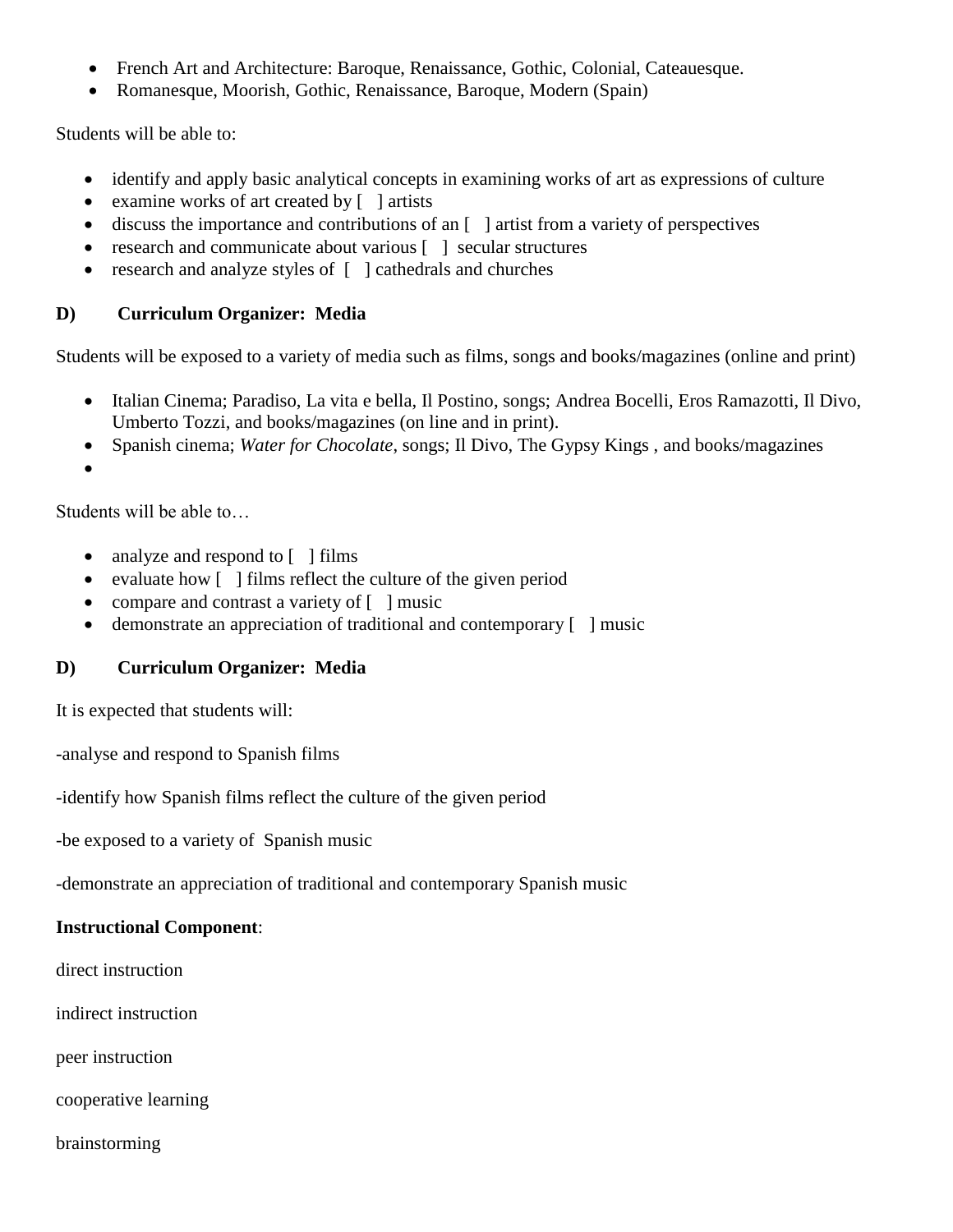- French Art and Architecture: Baroque, Renaissance, Gothic, Colonial, Cateauesque.
- Romanesque, Moorish, Gothic, Renaissance, Baroque, Modern (Spain)

Students will be able to:

- identify and apply basic analytical concepts in examining works of art as expressions of culture
- examine works of art created by [ ] artists
- discuss the importance and contributions of an [ ] artist from a variety of perspectives
- research and communicate about various [ ] secular structures
- research and analyze styles of [ ] cathedrals and churches

**D) Curriculum Organizer: Media**

Students will be exposed to a variety of media such as films, songs and books/magazines (online and print)

- Italian Cinema; Paradiso, La vita e bella, Il Postino, songs; Andrea Bocelli, Eros Ramazotti, Il Divo, Umberto Tozzi, and books/magazines (on line and in print).
- Spanish cinema; *Water for Chocolate*, songs; Il Divo, The Gypsy Kings , and books/magazines
- 

Students will be able to…

- analyze and respond to [ ] films
- evaluate how [ ] films reflect the culture of the given period
- compare and contrast a variety of [ ] music
- demonstrate an appreciation of traditional and contemporary [ ] music

**D) Curriculum Organizer: Media**

It is expected that students will:

-analyse and respond to Spanish films

-identify how Spanish films reflect the culture of the given period

-be exposed to a variety of Spanish music

-demonstrate an appreciation of traditional and contemporary Spanish music

**Instructional Component**:

direct instruction

indirect instruction

peer instruction

cooperative learning

brainstorming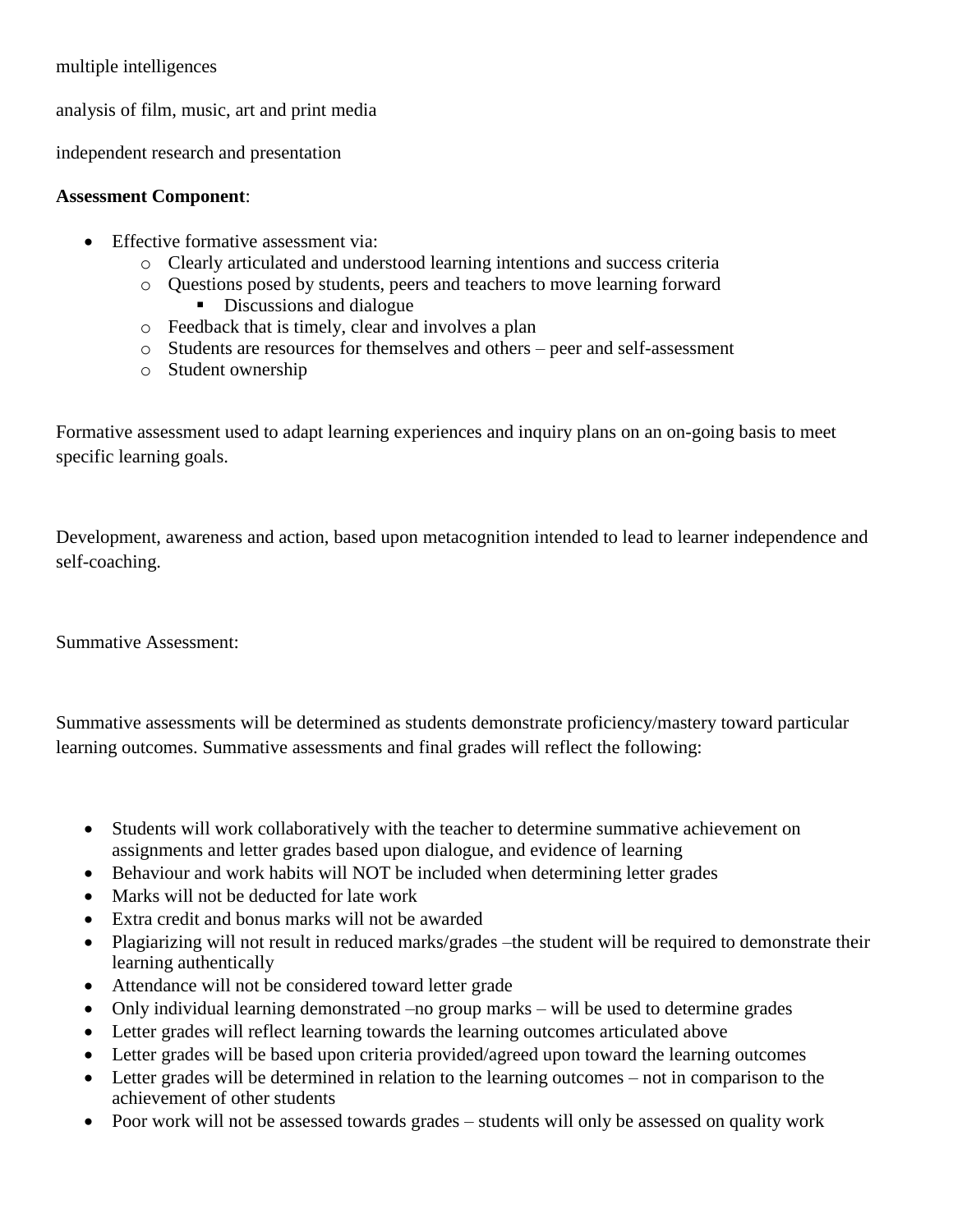multiple intelligences

analysis of film, music, art and print media

independent research and presentation

**Assessment Component**:

- Effective formative assessment via:
  - Clearly articulated and understood learning intentions and success criteria
  - Questions posed by students, peers and teachers to move learning forward
    - Discussions and dialogue
  - Feedback that is timely, clear and involves a plan
  - Students are resources for themselves and others – peer and self-assessment
  - Student ownership

Formative assessment used to adapt learning experiences and inquiry plans on an on-going basis to meet specific learning goals.

Development, awareness and action, based upon metacognition intended to lead to learner independence and self-coaching.

Summative Assessment:

Summative assessments will be determined as students demonstrate proficiency/mastery toward particular learning outcomes. Summative assessments and final grades will reflect the following:

- Students will work collaboratively with the teacher to determine summative achievement on assignments and letter grades based upon dialogue, and evidence of learning
- Behaviour and work habits will NOT be included when determining letter grades
- Marks will not be deducted for late work
- Extra credit and bonus marks will not be awarded
- Plagiarizing will not result in reduced marks/grades –the student will be required to demonstrate their learning authentically
- Attendance will not be considered toward letter grade
- Only individual learning demonstrated –no group marks – will be used to determine grades
- Letter grades will reflect learning towards the learning outcomes articulated above
- Letter grades will be based upon criteria provided/agreed upon toward the learning outcomes
- Letter grades will be determined in relation to the learning outcomes – not in comparison to the achievement of other students
- Poor work will not be assessed towards grades – students will only be assessed on quality work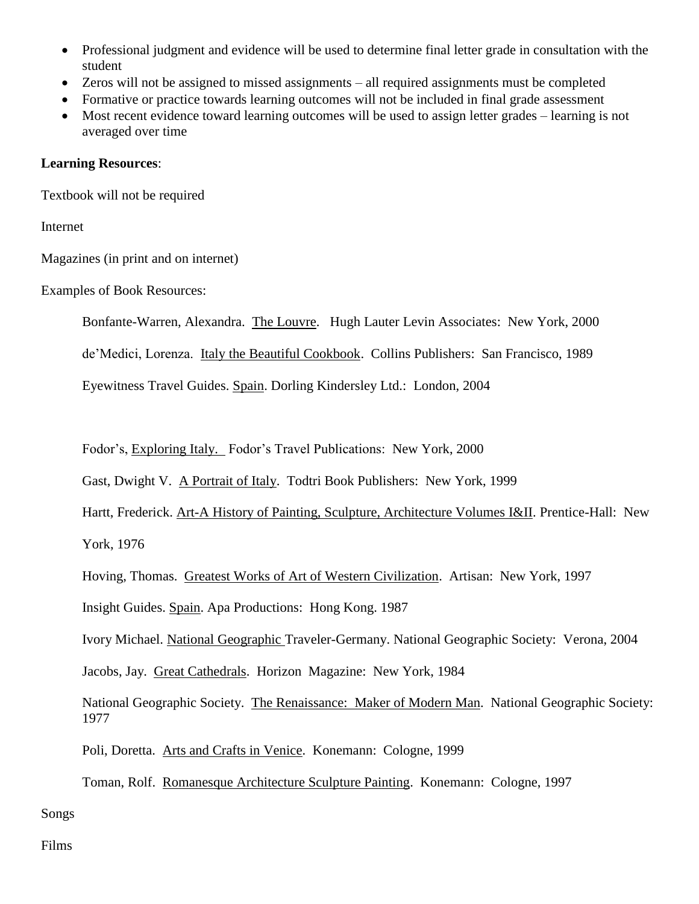- Professional judgment and evidence will be used to determine final letter grade in consultation with the student
- Zeros will not be assigned to missed assignments – all required assignments must be completed
- Formative or practice towards learning outcomes will not be included in final grade assessment
- Most recent evidence toward learning outcomes will be used to assign letter grades – learning is not averaged over time

**Learning Resources**:

Textbook will not be required

Internet

Magazines (in print and on internet)

Examples of Book Resources:

> Bonfante-Warren, Alexandra. The Louvre. Hugh Lauter Levin Associates: New York, 2000
>
> de'Medici, Lorenza. Italy the Beautiful Cookbook. Collins Publishers: San Francisco, 1989
>
> Eyewitness Travel Guides. Spain. Dorling Kindersley Ltd.: London, 2004
>
> Fodor's, Exploring Italy. Fodor's Travel Publications: New York, 2000
>
> Gast, Dwight V. A Portrait of Italy. Todtri Book Publishers: New York, 1999
>
> Hartt, Frederick. Art-A History of Painting, Sculpture, Architecture Volumes I&II. Prentice-Hall: New York, 1976
>
> Hoving, Thomas. Greatest Works of Art of Western Civilization. Artisan: New York, 1997
>
> Insight Guides. Spain. Apa Productions: Hong Kong. 1987
>
> Ivory Michael. National Geographic Traveler-Germany. National Geographic Society: Verona, 2004
>
> Jacobs, Jay. Great Cathedrals. Horizon Magazine: New York, 1984
>
> National Geographic Society. The Renaissance: Maker of Modern Man. National Geographic Society: 1977
>
> Poli, Doretta. Arts and Crafts in Venice. Konemann: Cologne, 1999
>
> Toman, Rolf. Romanesque Architecture Sculpture Painting. Konemann: Cologne, 1997

Songs

Films